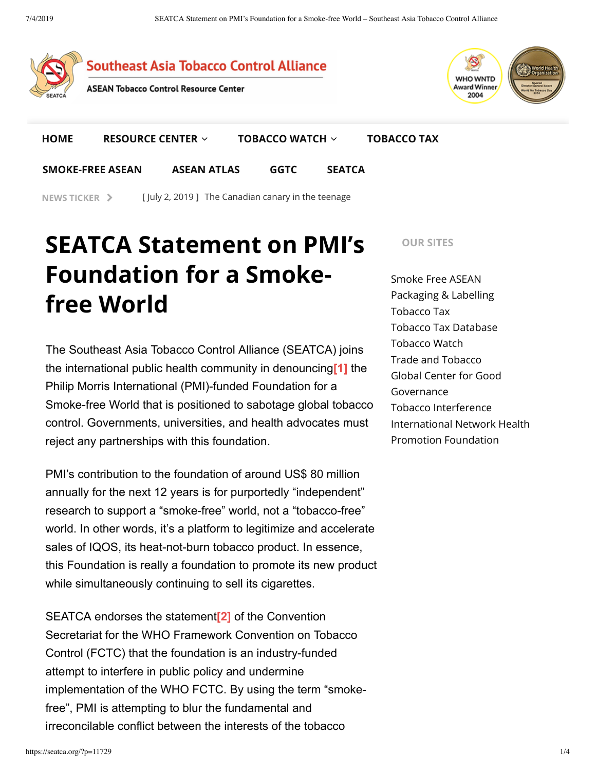Southeast Asia Tobacco Control Alliance

ASEAN Tobacco Control Resource Center

HOME | RESOURCE CENTER | TOBACCO WATCH | TOBACCO TAX | SMOKE-FREE ASEAN | ASEAN ATLAS | GGTC | SEATCA

NEWS TICKER [ July 2, 2019 ] The Canadian canary in the teenage

# SEATCA Statement on PMI's Foundation for a Smoke-free World

The Southeast Asia Tobacco Control Alliance (SEATCA) joins the international public health community in denouncing[1] the Philip Morris International (PMI)-funded Foundation for a Smoke-free World that is positioned to sabotage global tobacco control. Governments, universities, and health advocates must reject any partnerships with this foundation.

PMI's contribution to the foundation of around US$ 80 million annually for the next 12 years is for purportedly "independent" research to support a "smoke-free" world, not a "tobacco-free" world. In other words, it's a platform to legitimize and accelerate sales of IQOS, its heat-not-burn tobacco product. In essence, this Foundation is really a foundation to promote its new product while simultaneously continuing to sell its cigarettes.

SEATCA endorses the statement[2] of the Convention Secretariat for the WHO Framework Convention on Tobacco Control (FCTC) that the foundation is an industry-funded attempt to interfere in public policy and undermine implementation of the WHO FCTC. By using the term "smoke-free", PMI is attempting to blur the fundamental and irreconcilable conflict between the interests of the tobacco

## OUR SITES

- Smoke Free ASEAN
- Packaging & Labelling
- Tobacco Tax
- Tobacco Tax Database
- Tobacco Watch
- Trade and Tobacco
- Global Center for Good Governance
- Tobacco Interference
- International Network Health Promotion Foundation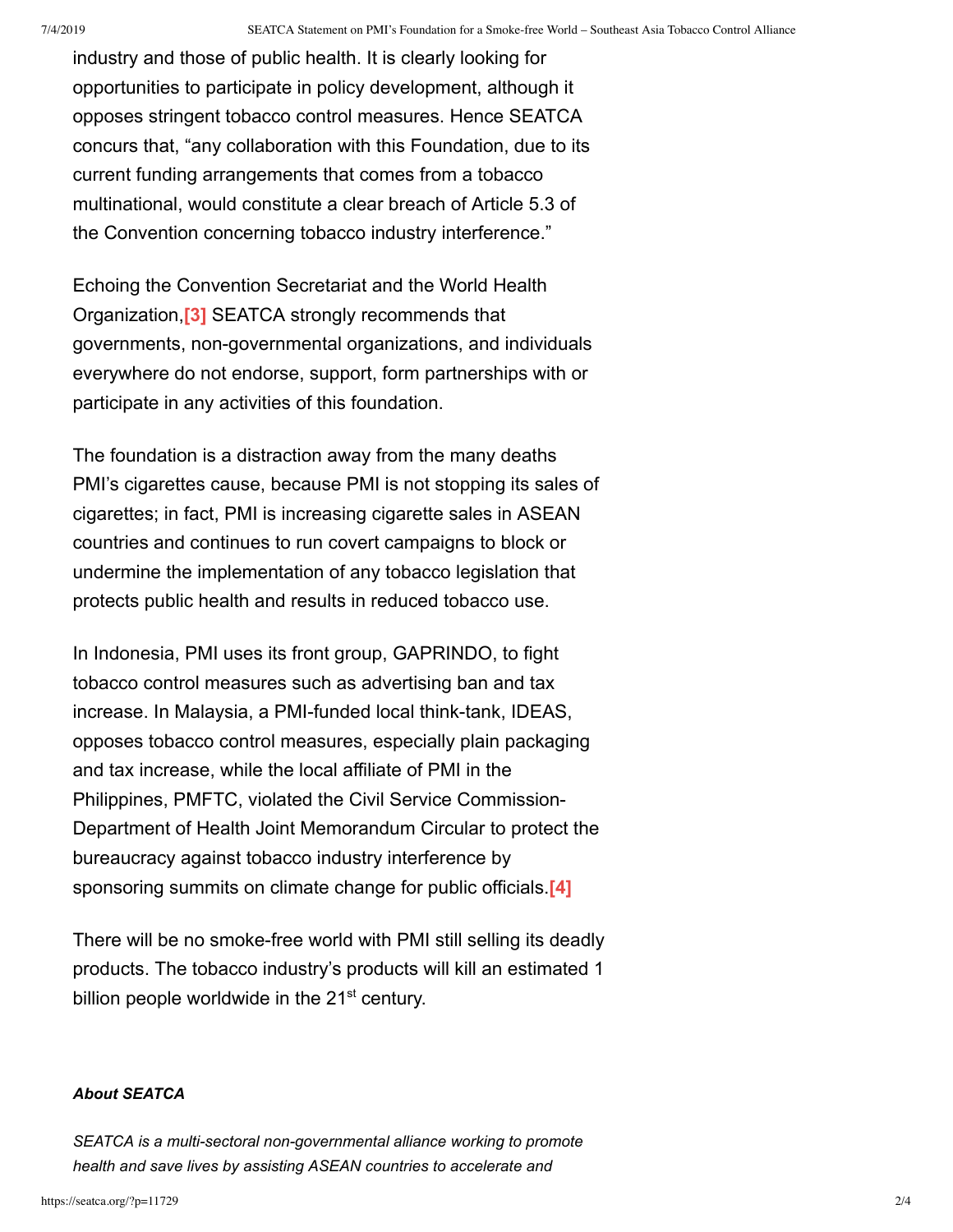industry and those of public health. It is clearly looking for opportunities to participate in policy development, although it opposes stringent tobacco control measures. Hence SEATCA concurs that, "any collaboration with this Foundation, due to its current funding arrangements that comes from a tobacco multinational, would constitute a clear breach of Article 5.3 of the Convention concerning tobacco industry interference."

Echoing the Convention Secretariat and the World Health Organization,[3] SEATCA strongly recommends that governments, non-governmental organizations, and individuals everywhere do not endorse, support, form partnerships with or participate in any activities of this foundation.

The foundation is a distraction away from the many deaths PMI's cigarettes cause, because PMI is not stopping its sales of cigarettes; in fact, PMI is increasing cigarette sales in ASEAN countries and continues to run covert campaigns to block or undermine the implementation of any tobacco legislation that protects public health and results in reduced tobacco use.

In Indonesia, PMI uses its front group, GAPRINDO, to fight tobacco control measures such as advertising ban and tax increase. In Malaysia, a PMI-funded local think-tank, IDEAS, opposes tobacco control measures, especially plain packaging and tax increase, while the local affiliate of PMI in the Philippines, PMFTC, violated the Civil Service Commission-Department of Health Joint Memorandum Circular to protect the bureaucracy against tobacco industry interference by sponsoring summits on climate change for public officials.[4]

There will be no smoke-free world with PMI still selling its deadly products. The tobacco industry's products will kill an estimated 1 billion people worldwide in the 21st century.

***About SEATCA***

*SEATCA is a multi-sectoral non-governmental alliance working to promote health and save lives by assisting ASEAN countries to accelerate and*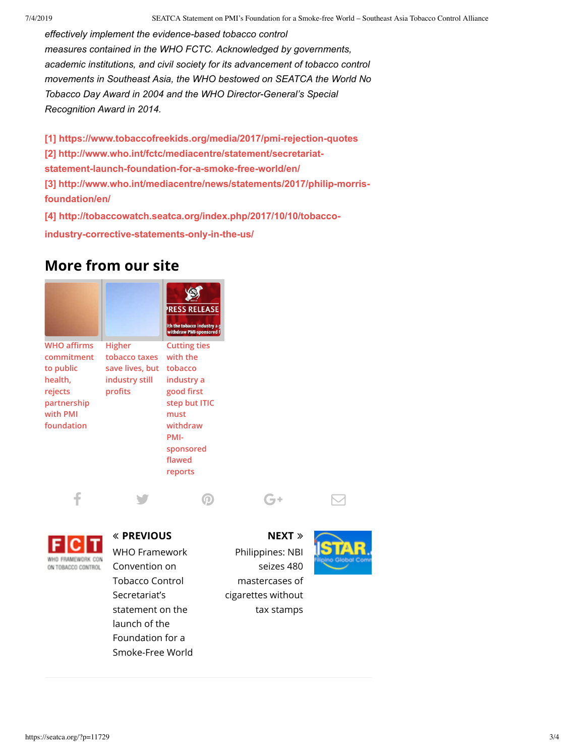*effectively implement the evidence-based tobacco control measures contained in the WHO FCTC. Acknowledged by governments, academic institutions, and civil society for its advancement of tobacco control movements in Southeast Asia, the WHO bestowed on SEATCA the World No Tobacco Day Award in 2004 and the WHO Director-General's Special Recognition Award in 2014.*

[1] https://www.tobaccofreekids.org/media/2017/pmi-rejection-quotes
[2] http://www.who.int/fctc/mediacentre/statement/secretariat-statement-launch-foundation-for-a-smoke-free-world/en/
[3] http://www.who.int/mediacentre/news/statements/2017/philip-morris-foundation/en/
[4] http://tobaccowatch.seatca.org/index.php/2017/10/10/tobacco-industry-corrective-statements-only-in-the-us/

## More from our site

- WHO affirms commitment to public health, rejects partnership with PMI foundation
- Higher tobacco taxes save lives, but industry still profits
- Cutting ties with the tobacco industry a good first step but ITIC must withdraw PMI-sponsored flawed reports

« **PREVIOUS**
WHO Framework Convention on Tobacco Control Secretariat's statement on the launch of the Foundation for a Smoke-Free World

**NEXT** »
Philippines: NBI seizes 480 mastercases of cigarettes without tax stamps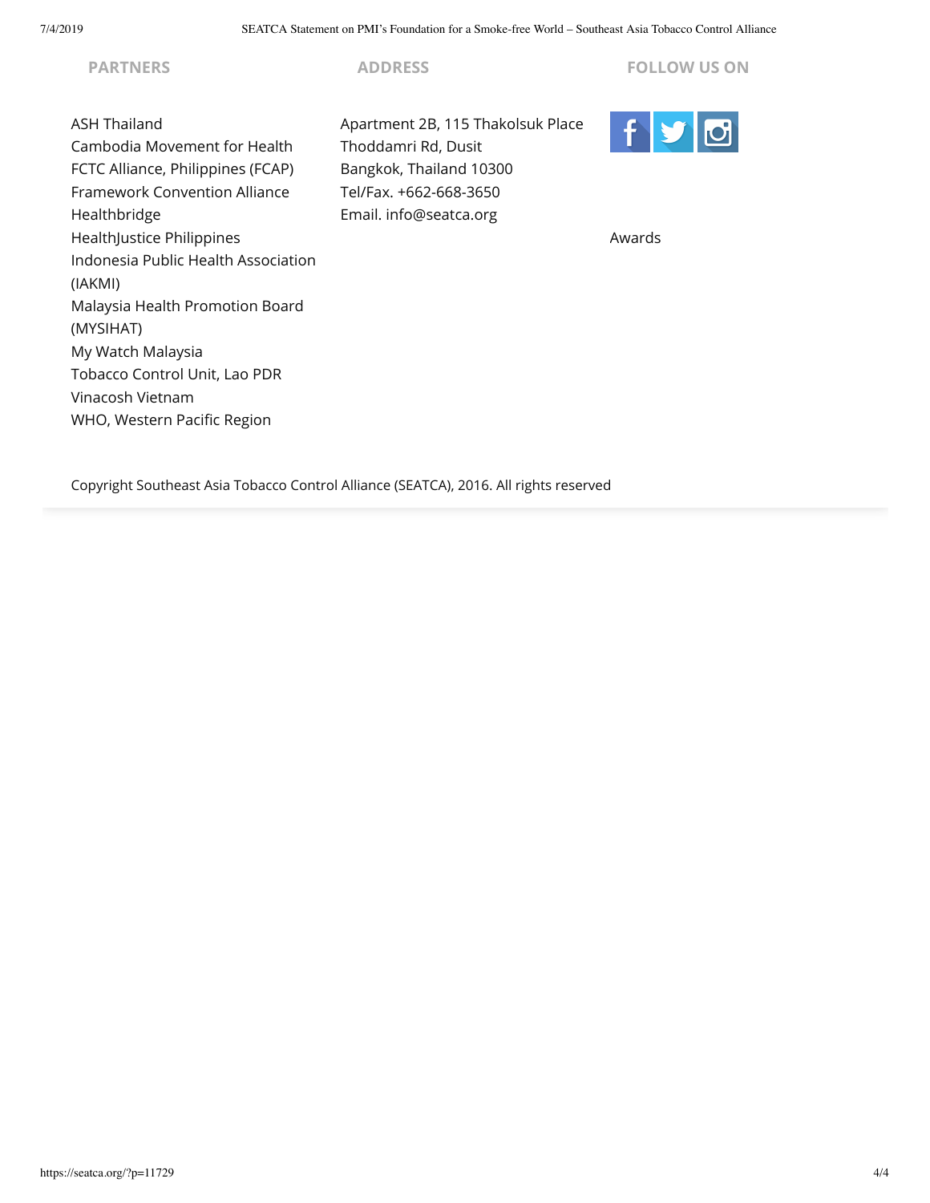**PARTNERS**

ASH Thailand
Cambodia Movement for Health
FCTC Alliance, Philippines (FCAP)
Framework Convention Alliance
Healthbridge
HealthJustice Philippines
Indonesia Public Health Association (IAKMI)
Malaysia Health Promotion Board (MYSIHAT)
My Watch Malaysia
Tobacco Control Unit, Lao PDR
Vinacosh Vietnam
WHO, Western Pacific Region

**ADDRESS**

Apartment 2B, 115 Thakolsuk Place
Thoddamri Rd, Dusit
Bangkok, Thailand 10300
Tel/Fax. +662-668-3650
Email. info@seatca.org

**FOLLOW US ON**

Awards

Copyright Southeast Asia Tobacco Control Alliance (SEATCA), 2016. All rights reserved